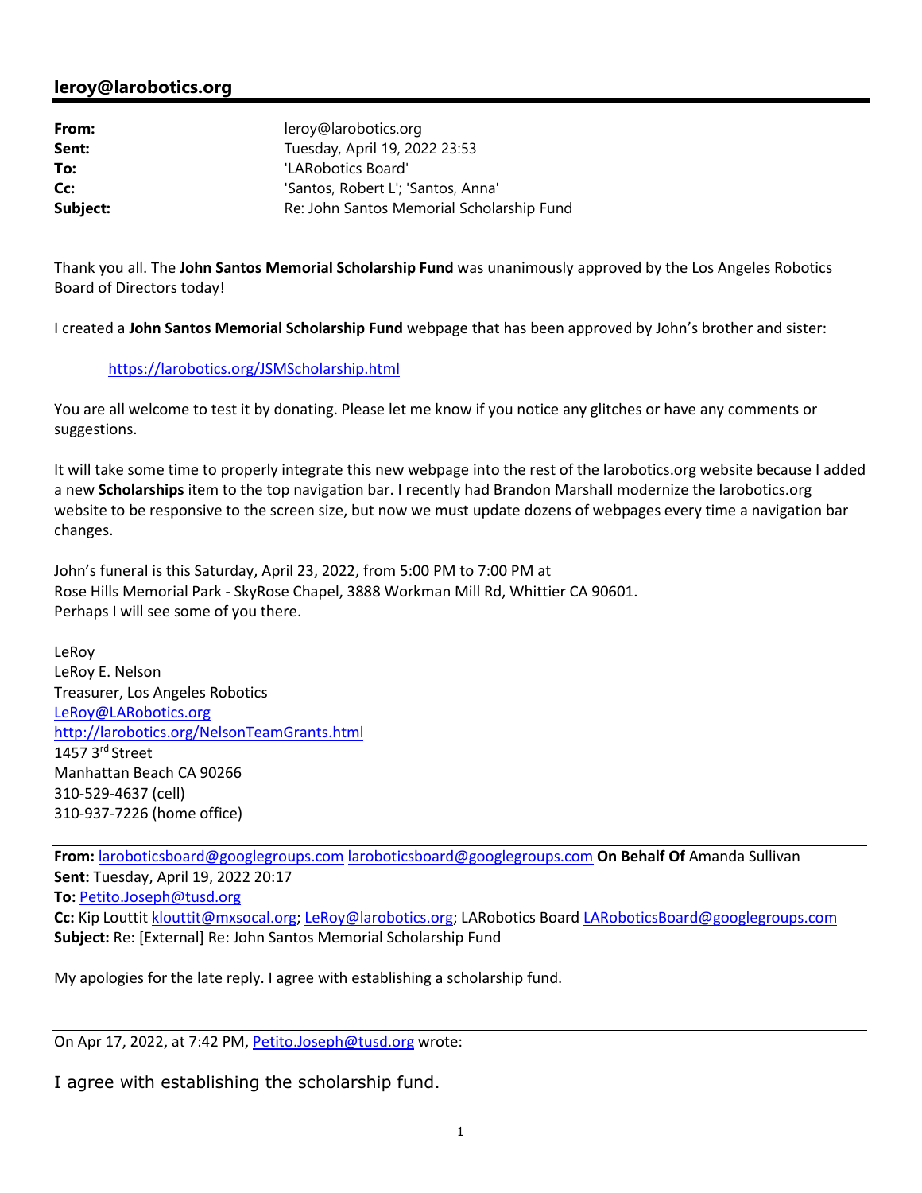## leroy@larobotics.org

| | |
|---|---|
| **From:** | leroy@larobotics.org |
| **Sent:** | Tuesday, April 19, 2022 23:53 |
| **To:** | 'LARobotics Board' |
| **Cc:** | 'Santos, Robert L'; 'Santos, Anna' |
| **Subject:** | Re: John Santos Memorial Scholarship Fund |

Thank you all. The **John Santos Memorial Scholarship Fund** was unanimously approved by the Los Angeles Robotics Board of Directors today!

I created a **John Santos Memorial Scholarship Fund** webpage that has been approved by John's brother and sister:

> https://larobotics.org/JSMScholarship.html

You are all welcome to test it by donating. Please let me know if you notice any glitches or have any comments or suggestions.

It will take some time to properly integrate this new webpage into the rest of the larobotics.org website because I added a new **Scholarships** item to the top navigation bar. I recently had Brandon Marshall modernize the larobotics.org website to be responsive to the screen size, but now we must update dozens of webpages every time a navigation bar changes.

John's funeral is this Saturday, April 23, 2022, from 5:00 PM to 7:00 PM at
Rose Hills Memorial Park - SkyRose Chapel, 3888 Workman Mill Rd, Whittier CA 90601.
Perhaps I will see some of you there.

LeRoy
LeRoy E. Nelson
Treasurer, Los Angeles Robotics
LeRoy@LARobotics.org
http://larobotics.org/NelsonTeamGrants.html
1457 3rd Street
Manhattan Beach CA 90266
310-529-4637 (cell)
310-937-7226 (home office)

---

**From:** laroboticsboard@googlegroups.com laroboticsboard@googlegroups.com **On Behalf Of** Amanda Sullivan
**Sent:** Tuesday, April 19, 2022 20:17
**To:** Petito.Joseph@tusd.org
**Cc:** Kip Louttit klouttit@mxsocal.org; LeRoy@larobotics.org; LARobotics Board LARoboticsBoard@googlegroups.com
**Subject:** Re: [External] Re: John Santos Memorial Scholarship Fund

My apologies for the late reply. I agree with establishing a scholarship fund.

---

On Apr 17, 2022, at 7:42 PM, Petito.Joseph@tusd.org wrote:

I agree with establishing the scholarship fund.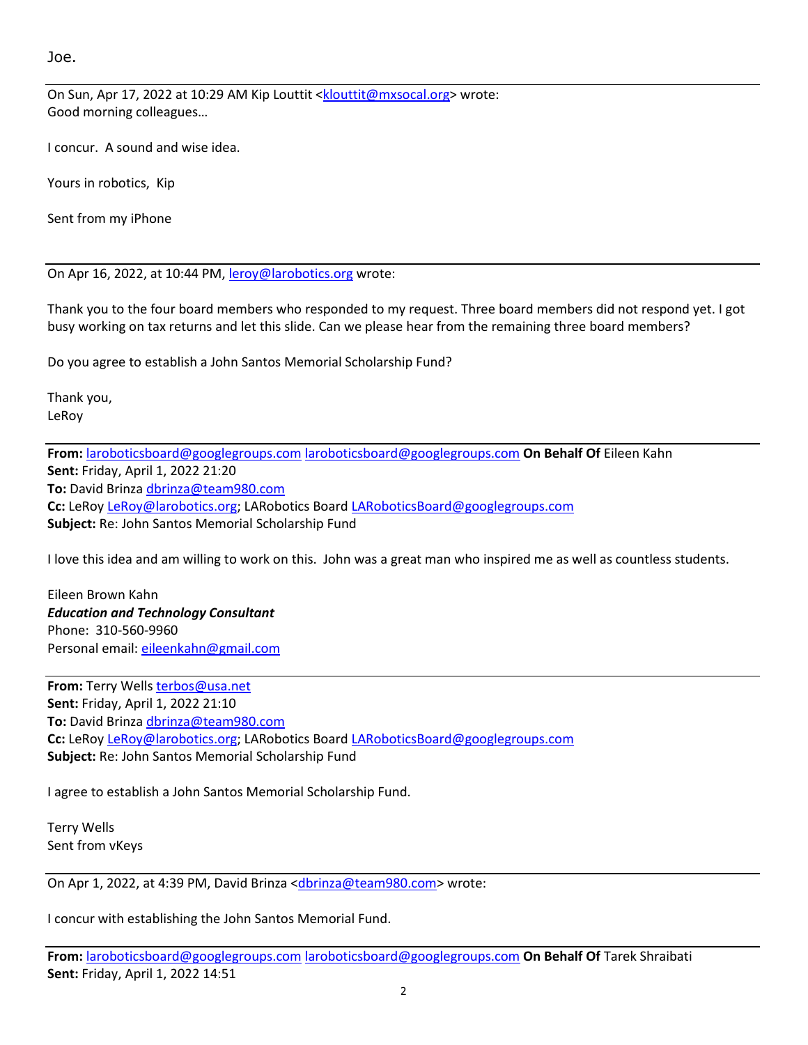Joe.

---

On Sun, Apr 17, 2022 at 10:29 AM Kip Louttit <klouttit@mxsocal.org> wrote:
Good morning colleagues…

I concur. A sound and wise idea.

Yours in robotics, Kip

Sent from my iPhone

---

On Apr 16, 2022, at 10:44 PM, leroy@larobotics.org wrote:

Thank you to the four board members who responded to my request. Three board members did not respond yet. I got busy working on tax returns and let this slide. Can we please hear from the remaining three board members?

Do you agree to establish a John Santos Memorial Scholarship Fund?

Thank you,
LeRoy

---

**From:** laroboticsboard@googlegroups.com laroboticsboard@googlegroups.com **On Behalf Of** Eileen Kahn
**Sent:** Friday, April 1, 2022 21:20
**To:** David Brinza dbrinza@team980.com
**Cc:** LeRoy LeRoy@larobotics.org; LARobotics Board LARoboticsBoard@googlegroups.com
**Subject:** Re: John Santos Memorial Scholarship Fund

I love this idea and am willing to work on this. John was a great man who inspired me as well as countless students.

Eileen Brown Kahn
***Education and Technology Consultant***
Phone: 310-560-9960
Personal email: eileenkahn@gmail.com

---

**From:** Terry Wells terbos@usa.net
**Sent:** Friday, April 1, 2022 21:10
**To:** David Brinza dbrinza@team980.com
**Cc:** LeRoy LeRoy@larobotics.org; LARobotics Board LARoboticsBoard@googlegroups.com
**Subject:** Re: John Santos Memorial Scholarship Fund

I agree to establish a John Santos Memorial Scholarship Fund.

Terry Wells
Sent from vKeys

---

On Apr 1, 2022, at 4:39 PM, David Brinza <dbrinza@team980.com> wrote:

I concur with establishing the John Santos Memorial Fund.

---

**From:** laroboticsboard@googlegroups.com laroboticsboard@googlegroups.com **On Behalf Of** Tarek Shraibati
**Sent:** Friday, April 1, 2022 14:51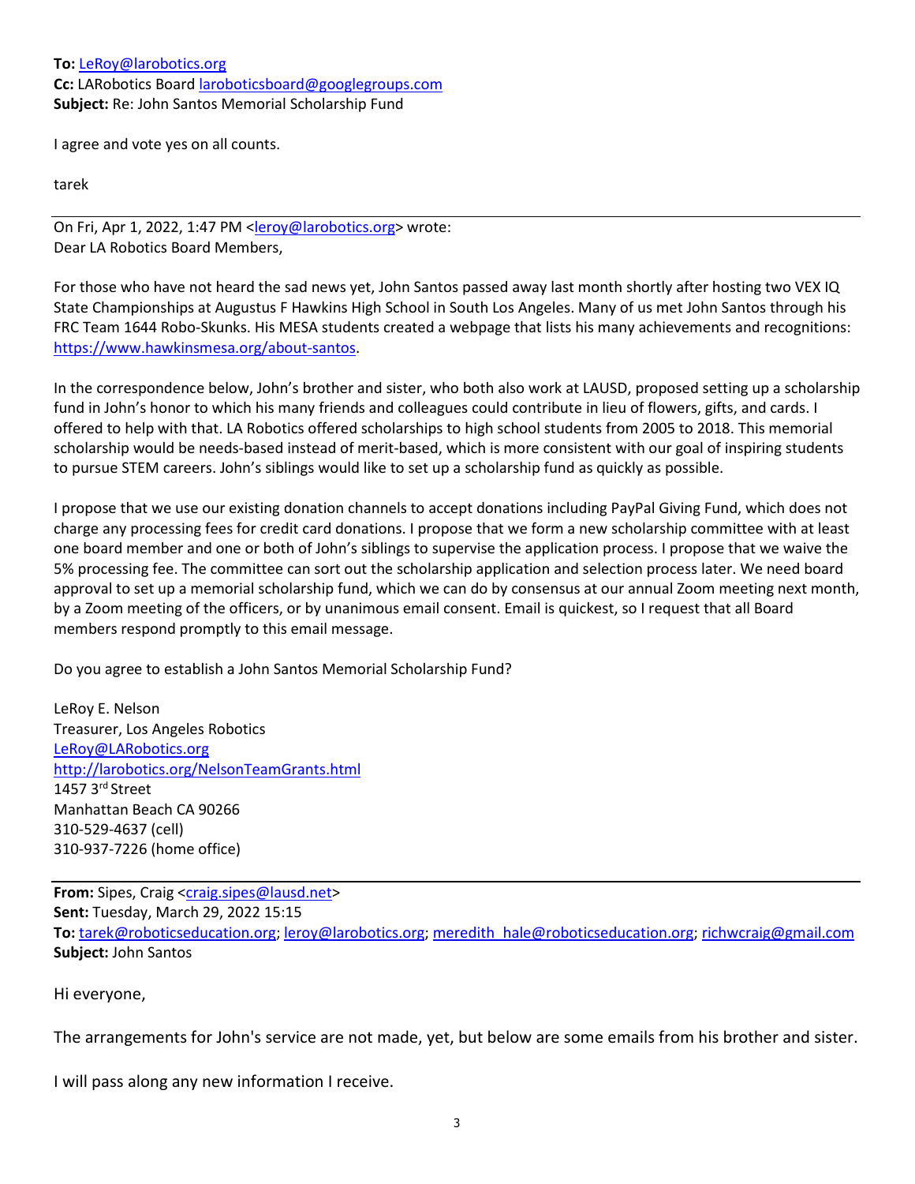**To:** [LeRoy@larobotics.org](mailto:LeRoy@larobotics.org)
**Cc:** LARobotics Board [laroboticsboard@googlegroups.com](mailto:laroboticsboard@googlegroups.com)
**Subject:** Re: John Santos Memorial Scholarship Fund

I agree and vote yes on all counts.

tarek

---

On Fri, Apr 1, 2022, 1:47 PM <[leroy@larobotics.org](mailto:leroy@larobotics.org)> wrote:
Dear LA Robotics Board Members,

For those who have not heard the sad news yet, John Santos passed away last month shortly after hosting two VEX IQ State Championships at Augustus F Hawkins High School in South Los Angeles. Many of us met John Santos through his FRC Team 1644 Robo-Skunks. His MESA students created a webpage that lists his many achievements and recognitions: [https://www.hawkinsmesa.org/about-santos](https://www.hawkinsmesa.org/about-santos).

In the correspondence below, John's brother and sister, who both also work at LAUSD, proposed setting up a scholarship fund in John's honor to which his many friends and colleagues could contribute in lieu of flowers, gifts, and cards. I offered to help with that. LA Robotics offered scholarships to high school students from 2005 to 2018. This memorial scholarship would be needs-based instead of merit-based, which is more consistent with our goal of inspiring students to pursue STEM careers. John's siblings would like to set up a scholarship fund as quickly as possible.

I propose that we use our existing donation channels to accept donations including PayPal Giving Fund, which does not charge any processing fees for credit card donations. I propose that we form a new scholarship committee with at least one board member and one or both of John's siblings to supervise the application process. I propose that we waive the 5% processing fee. The committee can sort out the scholarship application and selection process later. We need board approval to set up a memorial scholarship fund, which we can do by consensus at our annual Zoom meeting next month, by a Zoom meeting of the officers, or by unanimous email consent. Email is quickest, so I request that all Board members respond promptly to this email message.

Do you agree to establish a John Santos Memorial Scholarship Fund?

LeRoy E. Nelson
Treasurer, Los Angeles Robotics
[LeRoy@LARobotics.org](mailto:LeRoy@LARobotics.org)
[http://larobotics.org/NelsonTeamGrants.html](http://larobotics.org/NelsonTeamGrants.html)
1457 3rd Street
Manhattan Beach CA 90266
310-529-4637 (cell)
310-937-7226 (home office)

---

**From:** Sipes, Craig <[craig.sipes@lausd.net](mailto:craig.sipes@lausd.net)>
**Sent:** Tuesday, March 29, 2022 15:15
**To:** [tarek@roboticseducation.org](mailto:tarek@roboticseducation.org); [leroy@larobotics.org](mailto:leroy@larobotics.org); [meredith_hale@roboticseducation.org](mailto:meredith_hale@roboticseducation.org); [richwcraig@gmail.com](mailto:richwcraig@gmail.com)
**Subject:** John Santos

Hi everyone,

The arrangements for John's service are not made, yet, but below are some emails from his brother and sister.

I will pass along any new information I receive.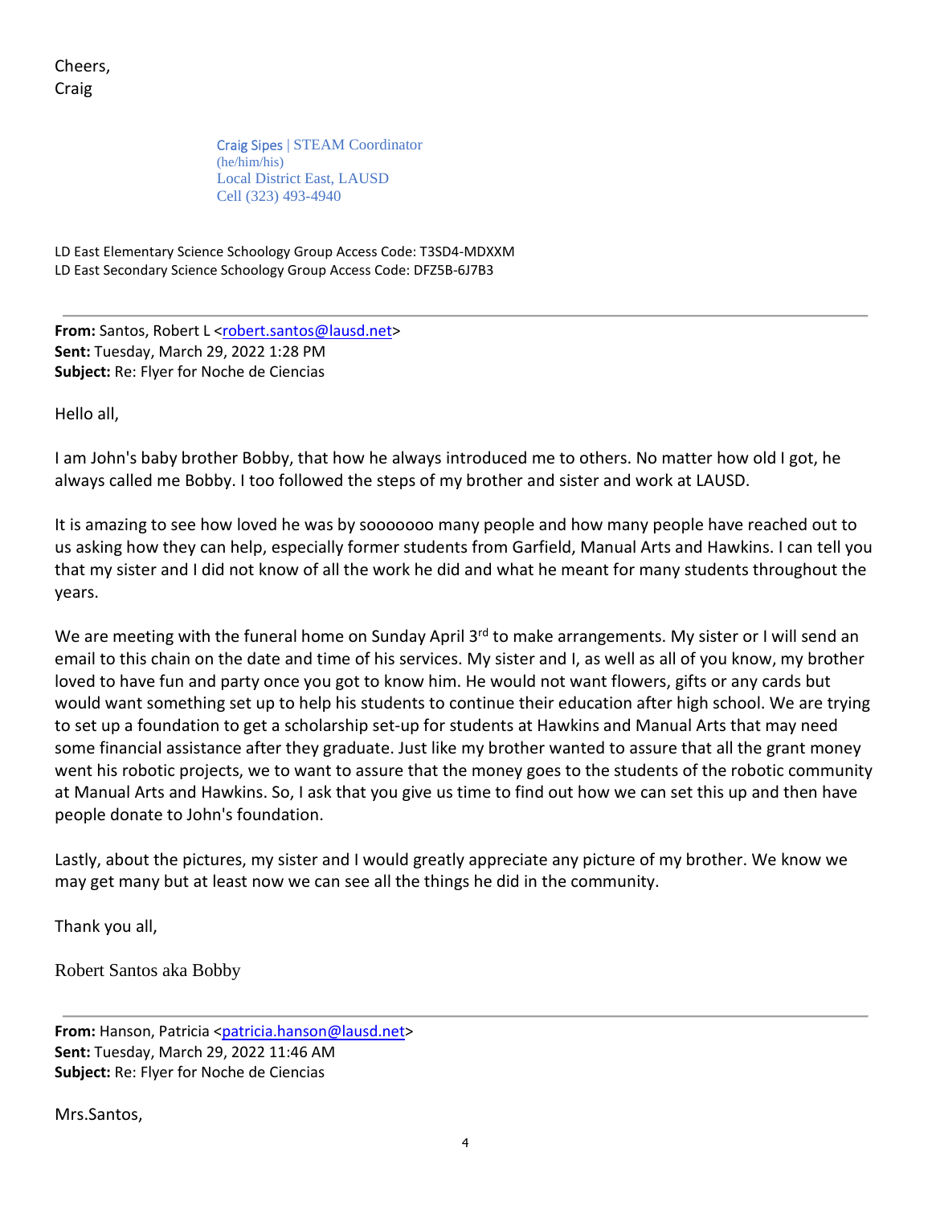Cheers,
Craig

Craig Sipes | STEAM Coordinator
(he/him/his)
Local District East, LAUSD
Cell (323) 493-4940

LD East Elementary Science Schoology Group Access Code: T3SD4-MDXXM
LD East Secondary Science Schoology Group Access Code: DFZ5B-6J7B3

---

**From:** Santos, Robert L <robert.santos@lausd.net>
**Sent:** Tuesday, March 29, 2022 1:28 PM
**Subject:** Re: Flyer for Noche de Ciencias

Hello all,

I am John's baby brother Bobby, that how he always introduced me to others. No matter how old I got, he always called me Bobby. I too followed the steps of my brother and sister and work at LAUSD.

It is amazing to see how loved he was by sooooooo many people and how many people have reached out to us asking how they can help, especially former students from Garfield, Manual Arts and Hawkins. I can tell you that my sister and I did not know of all the work he did and what he meant for many students throughout the years.

We are meeting with the funeral home on Sunday April 3rd to make arrangements. My sister or I will send an email to this chain on the date and time of his services. My sister and I, as well as all of you know, my brother loved to have fun and party once you got to know him. He would not want flowers, gifts or any cards but would want something set up to help his students to continue their education after high school. We are trying to set up a foundation to get a scholarship set-up for students at Hawkins and Manual Arts that may need some financial assistance after they graduate. Just like my brother wanted to assure that all the grant money went his robotic projects, we to want to assure that the money goes to the students of the robotic community at Manual Arts and Hawkins. So, I ask that you give us time to find out how we can set this up and then have people donate to John's foundation.

Lastly, about the pictures, my sister and I would greatly appreciate any picture of my brother. We know we may get many but at least now we can see all the things he did in the community.

Thank you all,

Robert Santos aka Bobby

---

**From:** Hanson, Patricia <patricia.hanson@lausd.net>
**Sent:** Tuesday, March 29, 2022 11:46 AM
**Subject:** Re: Flyer for Noche de Ciencias

Mrs.Santos,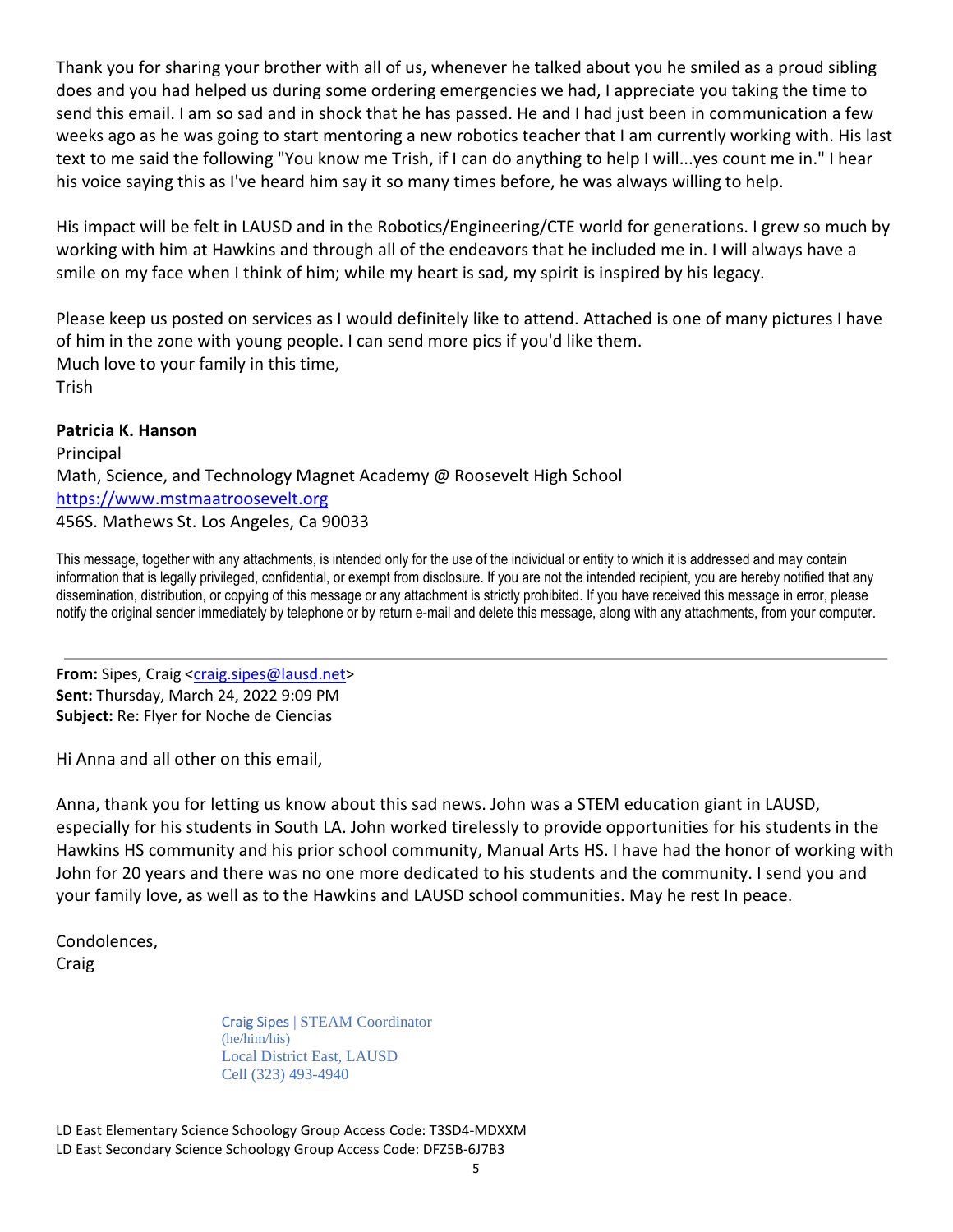Thank you for sharing your brother with all of us, whenever he talked about you he smiled as a proud sibling does and you had helped us during some ordering emergencies we had, I appreciate you taking the time to send this email. I am so sad and in shock that he has passed. He and I had just been in communication a few weeks ago as he was going to start mentoring a new robotics teacher that I am currently working with. His last text to me said the following "You know me Trish, if I can do anything to help I will...yes count me in." I hear his voice saying this as I've heard him say it so many times before, he was always willing to help.

His impact will be felt in LAUSD and in the Robotics/Engineering/CTE world for generations. I grew so much by working with him at Hawkins and through all of the endeavors that he included me in. I will always have a smile on my face when I think of him; while my heart is sad, my spirit is inspired by his legacy.

Please keep us posted on services as I would definitely like to attend. Attached is one of many pictures I have of him in the zone with young people. I can send more pics if you'd like them.
Much love to your family in this time,
Trish

**Patricia K. Hanson**
Principal
Math, Science, and Technology Magnet Academy @ Roosevelt High School
[https://www.mstmaatroosevelt.org](https://www.mstmaatroosevelt.org)
456S. Mathews St. Los Angeles, Ca 90033

This message, together with any attachments, is intended only for the use of the individual or entity to which it is addressed and may contain information that is legally privileged, confidential, or exempt from disclosure. If you are not the intended recipient, you are hereby notified that any dissemination, distribution, or copying of this message or any attachment is strictly prohibited. If you have received this message in error, please notify the original sender immediately by telephone or by return e-mail and delete this message, along with any attachments, from your computer.

---

**From:** Sipes, Craig <craig.sipes@lausd.net>
**Sent:** Thursday, March 24, 2022 9:09 PM
**Subject:** Re: Flyer for Noche de Ciencias

Hi Anna and all other on this email,

Anna, thank you for letting us know about this sad news. John was a STEM education giant in LAUSD, especially for his students in South LA. John worked tirelessly to provide opportunities for his students in the Hawkins HS community and his prior school community, Manual Arts HS. I have had the honor of working with John for 20 years and there was no one more dedicated to his students and the community. I send you and your family love, as well as to the Hawkins and LAUSD school communities. May he rest In peace.

Condolences,
Craig

Craig Sipes | STEAM Coordinator
(he/him/his)
Local District East, LAUSD
Cell (323) 493-4940

LD East Elementary Science Schoology Group Access Code: T3SD4-MDXXM
LD East Secondary Science Schoology Group Access Code: DFZ5B-6J7B3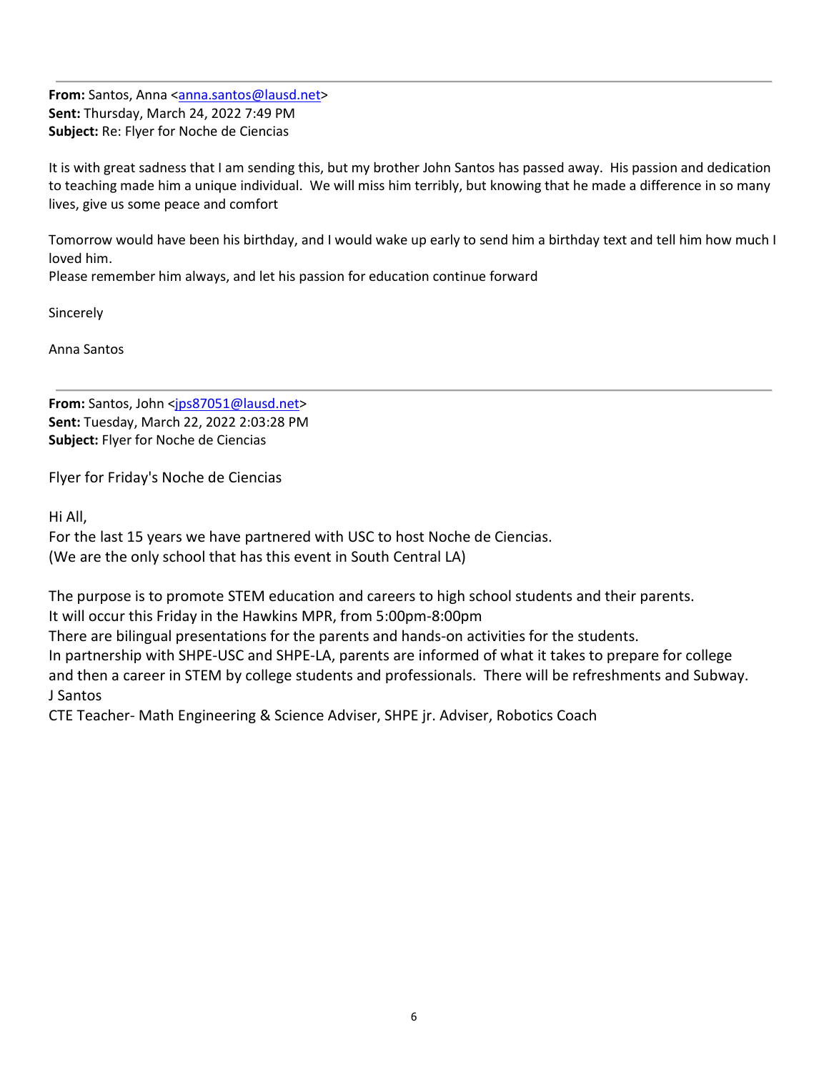---

**From:** Santos, Anna <anna.santos@lausd.net>
**Sent:** Thursday, March 24, 2022 7:49 PM
**Subject:** Re: Flyer for Noche de Ciencias

It is with great sadness that I am sending this, but my brother John Santos has passed away. His passion and dedication to teaching made him a unique individual. We will miss him terribly, but knowing that he made a difference in so many lives, give us some peace and comfort

Tomorrow would have been his birthday, and I would wake up early to send him a birthday text and tell him how much I loved him.
Please remember him always, and let his passion for education continue forward

Sincerely

Anna Santos

---

**From:** Santos, John <jps87051@lausd.net>
**Sent:** Tuesday, March 22, 2022 2:03:28 PM
**Subject:** Flyer for Noche de Ciencias

Flyer for Friday's Noche de Ciencias

Hi All,
For the last 15 years we have partnered with USC to host Noche de Ciencias.
(We are the only school that has this event in South Central LA)

The purpose is to promote STEM education and careers to high school students and their parents.
It will occur this Friday in the Hawkins MPR, from 5:00pm-8:00pm
There are bilingual presentations for the parents and hands-on activities for the students.
In partnership with SHPE-USC and SHPE-LA, parents are informed of what it takes to prepare for college and then a career in STEM by college students and professionals. There will be refreshments and Subway.
J Santos
CTE Teacher- Math Engineering & Science Adviser, SHPE jr. Adviser, Robotics Coach